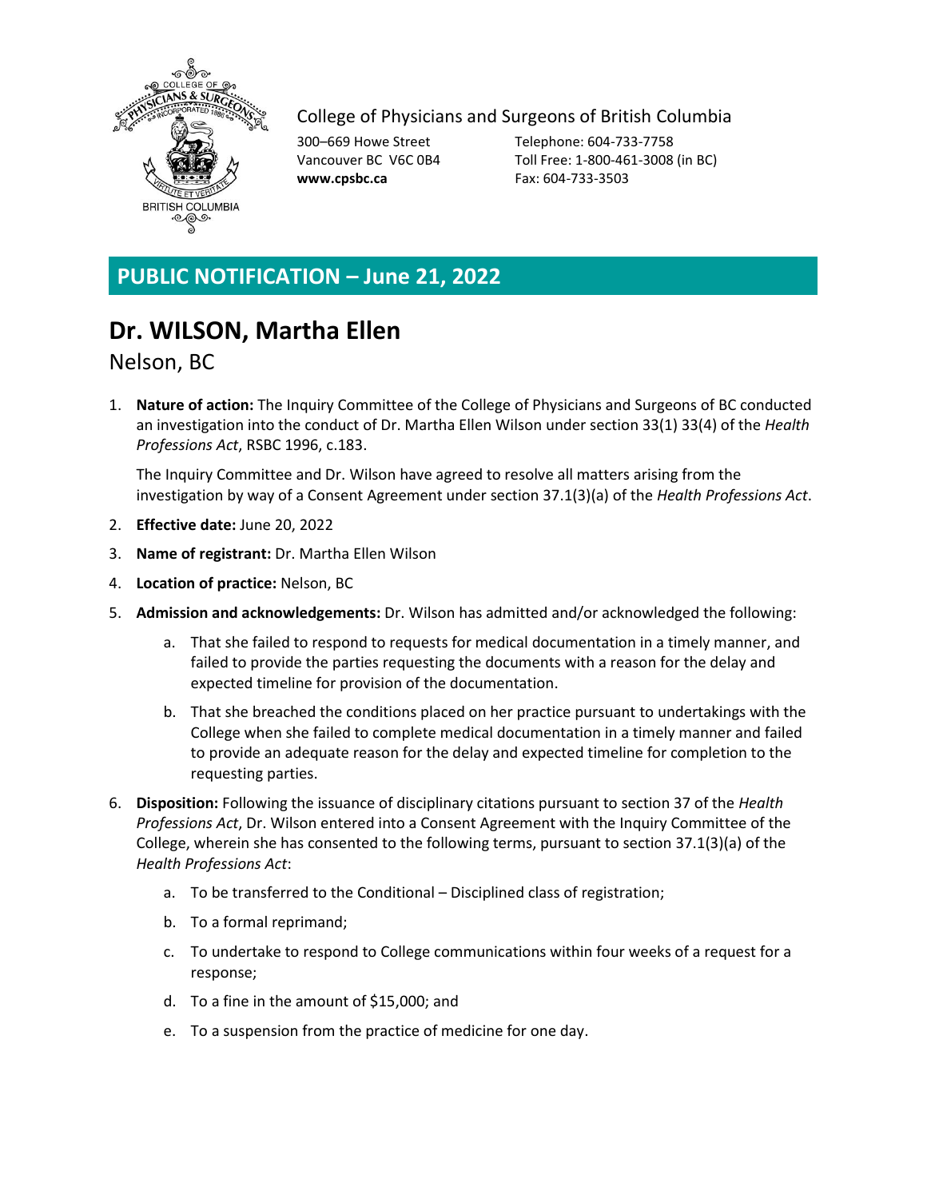College of Physicians and Surgeons of British Columbia

300–669 Howe Street
Vancouver BC V6C 0B4
**www.cpsbc.ca**

Telephone: 604-733-7758
Toll Free: 1-800-461-3008 (in BC)
Fax: 604-733-3503

## PUBLIC NOTIFICATION – June 21, 2022

# Dr. WILSON, Martha Ellen

Nelson, BC

1. **Nature of action:** The Inquiry Committee of the College of Physicians and Surgeons of BC conducted an investigation into the conduct of Dr. Martha Ellen Wilson under section 33(1) 33(4) of the *Health Professions Act*, RSBC 1996, c.183.

   The Inquiry Committee and Dr. Wilson have agreed to resolve all matters arising from the investigation by way of a Consent Agreement under section 37.1(3)(a) of the *Health Professions Act*.

2. **Effective date:** June 20, 2022

3. **Name of registrant:** Dr. Martha Ellen Wilson

4. **Location of practice:** Nelson, BC

5. **Admission and acknowledgements:** Dr. Wilson has admitted and/or acknowledged the following:

   a. That she failed to respond to requests for medical documentation in a timely manner, and failed to provide the parties requesting the documents with a reason for the delay and expected timeline for provision of the documentation.

   b. That she breached the conditions placed on her practice pursuant to undertakings with the College when she failed to complete medical documentation in a timely manner and failed to provide an adequate reason for the delay and expected timeline for completion to the requesting parties.

6. **Disposition:** Following the issuance of disciplinary citations pursuant to section 37 of the *Health Professions Act*, Dr. Wilson entered into a Consent Agreement with the Inquiry Committee of the College, wherein she has consented to the following terms, pursuant to section 37.1(3)(a) of the *Health Professions Act*:

   a. To be transferred to the Conditional – Disciplined class of registration;

   b. To a formal reprimand;

   c. To undertake to respond to College communications within four weeks of a request for a response;

   d. To a fine in the amount of $15,000; and

   e. To a suspension from the practice of medicine for one day.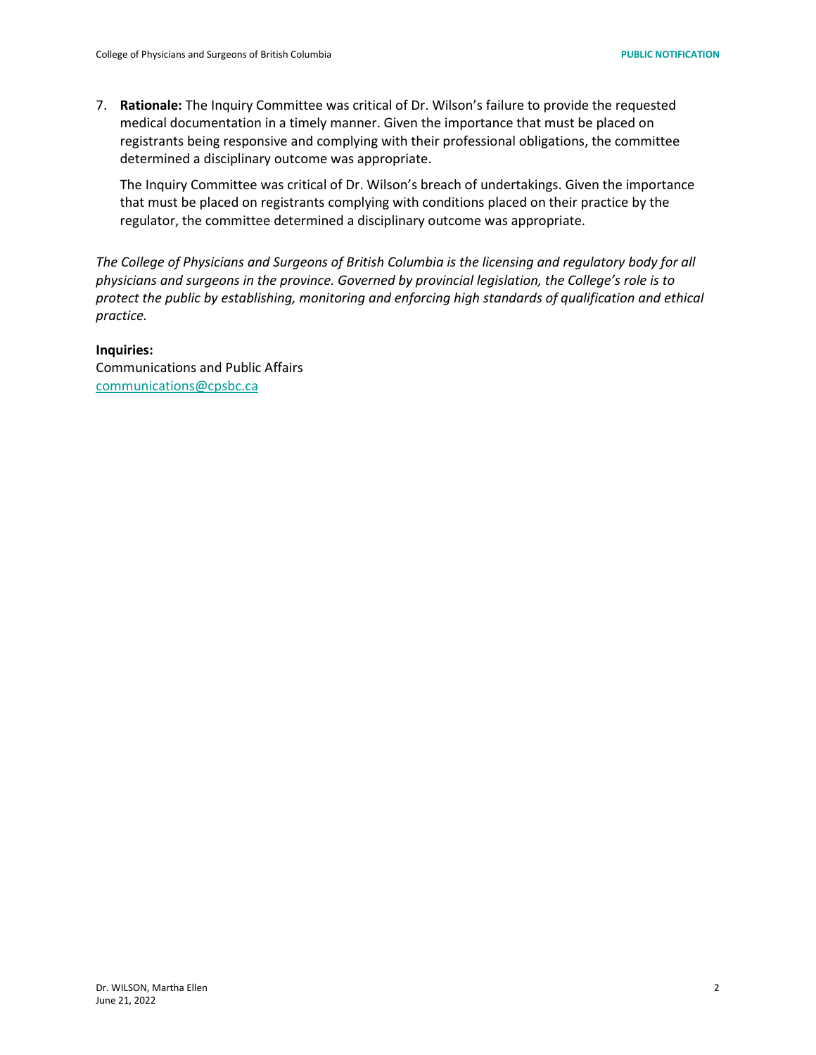7. **Rationale:** The Inquiry Committee was critical of Dr. Wilson's failure to provide the requested medical documentation in a timely manner. Given the importance that must be placed on registrants being responsive and complying with their professional obligations, the committee determined a disciplinary outcome was appropriate.

   The Inquiry Committee was critical of Dr. Wilson's breach of undertakings. Given the importance that must be placed on registrants complying with conditions placed on their practice by the regulator, the committee determined a disciplinary outcome was appropriate.

*The College of Physicians and Surgeons of British Columbia is the licensing and regulatory body for all physicians and surgeons in the province. Governed by provincial legislation, the College's role is to protect the public by establishing, monitoring and enforcing high standards of qualification and ethical practice.*

**Inquiries:**
Communications and Public Affairs
communications@cpsbc.ca